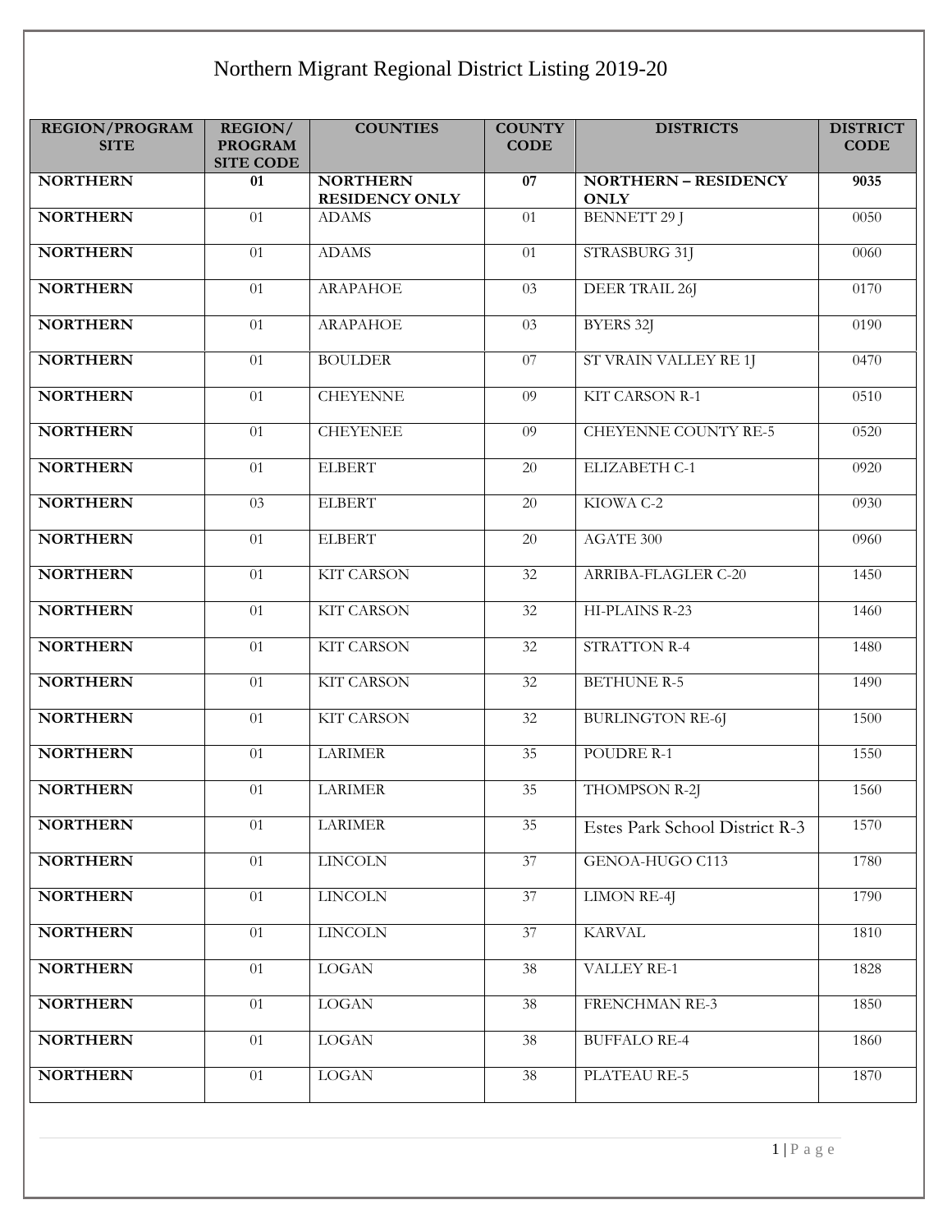# Northern Migrant Regional District Listing 2019-20

| REGION/PROGRAM SITE | REGION/ PROGRAM SITE CODE | COUNTIES | COUNTY CODE | DISTRICTS | DISTRICT CODE |
|---|---|---|---|---|---|
| **NORTHERN** | **01** | **NORTHERN RESIDENCY ONLY** | **07** | **NORTHERN – RESIDENCY ONLY** | **9035** |
| **NORTHERN** | 01 | ADAMS | 01 | BENNETT 29 J | 0050 |
| **NORTHERN** | 01 | ADAMS | 01 | STRASBURG 31J | 0060 |
| **NORTHERN** | 01 | ARAPAHOE | 03 | DEER TRAIL 26J | 0170 |
| **NORTHERN** | 01 | ARAPAHOE | 03 | BYERS 32J | 0190 |
| **NORTHERN** | 01 | BOULDER | 07 | ST VRAIN VALLEY RE 1J | 0470 |
| **NORTHERN** | 01 | CHEYENNE | 09 | KIT CARSON R-1 | 0510 |
| **NORTHERN** | 01 | CHEYENEE | 09 | CHEYENNE COUNTY RE-5 | 0520 |
| **NORTHERN** | 01 | ELBERT | 20 | ELIZABETH C-1 | 0920 |
| **NORTHERN** | 03 | ELBERT | 20 | KIOWA C-2 | 0930 |
| **NORTHERN** | 01 | ELBERT | 20 | AGATE 300 | 0960 |
| **NORTHERN** | 01 | KIT CARSON | 32 | ARRIBA-FLAGLER C-20 | 1450 |
| **NORTHERN** | 01 | KIT CARSON | 32 | HI-PLAINS R-23 | 1460 |
| **NORTHERN** | 01 | KIT CARSON | 32 | STRATTON R-4 | 1480 |
| **NORTHERN** | 01 | KIT CARSON | 32 | BETHUNE R-5 | 1490 |
| **NORTHERN** | 01 | KIT CARSON | 32 | BURLINGTON RE-6J | 1500 |
| **NORTHERN** | 01 | LARIMER | 35 | POUDRE R-1 | 1550 |
| **NORTHERN** | 01 | LARIMER | 35 | THOMPSON R-2J | 1560 |
| **NORTHERN** | 01 | LARIMER | 35 | Estes Park School District R-3 | 1570 |
| **NORTHERN** | 01 | LINCOLN | 37 | GENOA-HUGO C113 | 1780 |
| **NORTHERN** | 01 | LINCOLN | 37 | LIMON RE-4J | 1790 |
| **NORTHERN** | 01 | LINCOLN | 37 | KARVAL | 1810 |
| **NORTHERN** | 01 | LOGAN | 38 | VALLEY RE-1 | 1828 |
| **NORTHERN** | 01 | LOGAN | 38 | FRENCHMAN RE-3 | 1850 |
| **NORTHERN** | 01 | LOGAN | 38 | BUFFALO RE-4 | 1860 |
| **NORTHERN** | 01 | LOGAN | 38 | PLATEAU RE-5 | 1870 |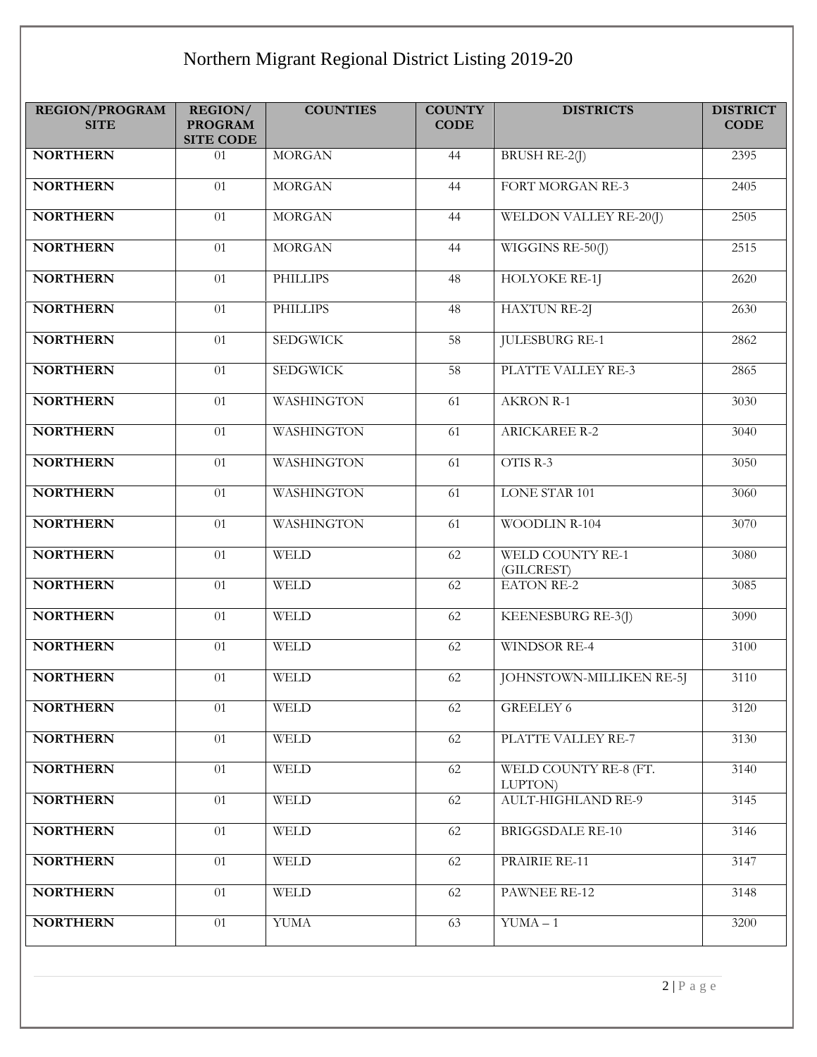# Northern Migrant Regional District Listing 2019-20

| REGION/PROGRAM SITE | REGION/ PROGRAM SITE CODE | COUNTIES | COUNTY CODE | DISTRICTS | DISTRICT CODE |
|---|---|---|---|---|---|
| **NORTHERN** | 01 | MORGAN | 44 | BRUSH RE-2(J) | 2395 |
| **NORTHERN** | 01 | MORGAN | 44 | FORT MORGAN RE-3 | 2405 |
| **NORTHERN** | 01 | MORGAN | 44 | WELDON VALLEY RE-20(J) | 2505 |
| **NORTHERN** | 01 | MORGAN | 44 | WIGGINS RE-50(J) | 2515 |
| **NORTHERN** | 01 | PHILLIPS | 48 | HOLYOKE RE-1J | 2620 |
| **NORTHERN** | 01 | PHILLIPS | 48 | HAXTUN RE-2J | 2630 |
| **NORTHERN** | 01 | SEDGWICK | 58 | JULESBURG RE-1 | 2862 |
| **NORTHERN** | 01 | SEDGWICK | 58 | PLATTE VALLEY RE-3 | 2865 |
| **NORTHERN** | 01 | WASHINGTON | 61 | AKRON R-1 | 3030 |
| **NORTHERN** | 01 | WASHINGTON | 61 | ARICKAREE R-2 | 3040 |
| **NORTHERN** | 01 | WASHINGTON | 61 | OTIS R-3 | 3050 |
| **NORTHERN** | 01 | WASHINGTON | 61 | LONE STAR 101 | 3060 |
| **NORTHERN** | 01 | WASHINGTON | 61 | WOODLIN R-104 | 3070 |
| **NORTHERN** | 01 | WELD | 62 | WELD COUNTY RE-1 (GILCREST) | 3080 |
| **NORTHERN** | 01 | WELD | 62 | EATON RE-2 | 3085 |
| **NORTHERN** | 01 | WELD | 62 | KEENESBURG RE-3(J) | 3090 |
| **NORTHERN** | 01 | WELD | 62 | WINDSOR RE-4 | 3100 |
| **NORTHERN** | 01 | WELD | 62 | JOHNSTOWN-MILLIKEN RE-5J | 3110 |
| **NORTHERN** | 01 | WELD | 62 | GREELEY 6 | 3120 |
| **NORTHERN** | 01 | WELD | 62 | PLATTE VALLEY RE-7 | 3130 |
| **NORTHERN** | 01 | WELD | 62 | WELD COUNTY RE-8 (FT. LUPTON) | 3140 |
| **NORTHERN** | 01 | WELD | 62 | AULT-HIGHLAND RE-9 | 3145 |
| **NORTHERN** | 01 | WELD | 62 | BRIGGSDALE RE-10 | 3146 |
| **NORTHERN** | 01 | WELD | 62 | PRAIRIE RE-11 | 3147 |
| **NORTHERN** | 01 | WELD | 62 | PAWNEE RE-12 | 3148 |
| **NORTHERN** | 01 | YUMA | 63 | YUMA – 1 | 3200 |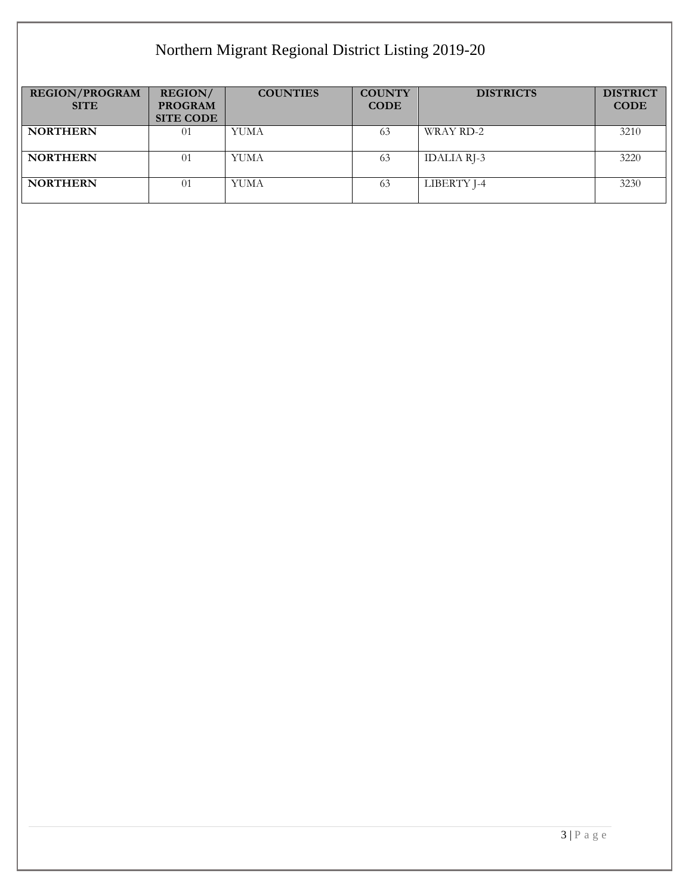# Northern Migrant Regional District Listing 2019-20

| REGION/PROGRAM SITE | REGION/ PROGRAM SITE CODE | COUNTIES | COUNTY CODE | DISTRICTS | DISTRICT CODE |
|---|---|---|---|---|---|
| **NORTHERN** | 01 | YUMA | 63 | WRAY RD-2 | 3210 |
| **NORTHERN** | 01 | YUMA | 63 | IDALIA RJ-3 | 3220 |
| **NORTHERN** | 01 | YUMA | 63 | LIBERTY J-4 | 3230 |